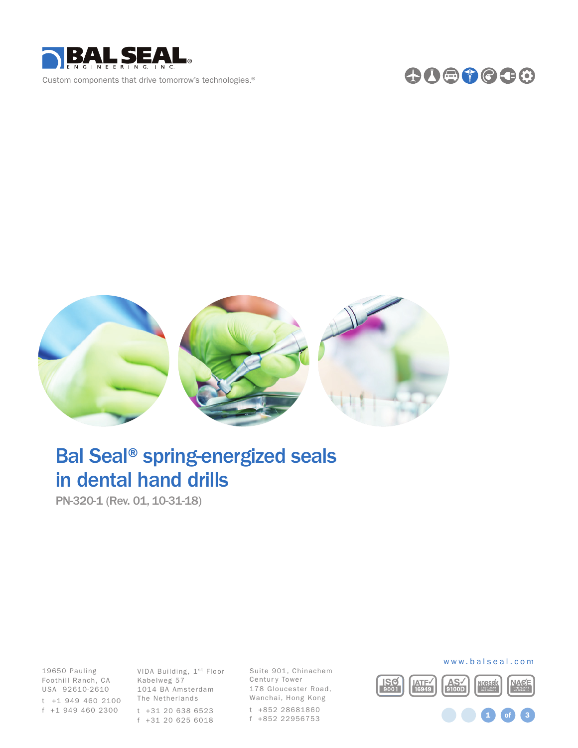BAL SEAL ENGINEERING, INC.

Custom components that drive tomorrow's technologies.®

# Bal Seal® spring-energized seals in dental hand drills

PN-320-1 (Rev. 01, 10-31-18)

19650 Pauling
Foothill Ranch, CA
USA 92610-2610
t +1 949 460 2100
f +1 949 460 2300

VIDA Building, 1st Floor
Kabelweg 57
1014 BA Amsterdam
The Netherlands
t +31 20 638 6523
f +31 20 625 6018

Suite 901, Chinachem
Century Tower
178 Gloucester Road,
Wanchai, Hong Kong
t +852 28681860
f +852 22956753

www.balseal.com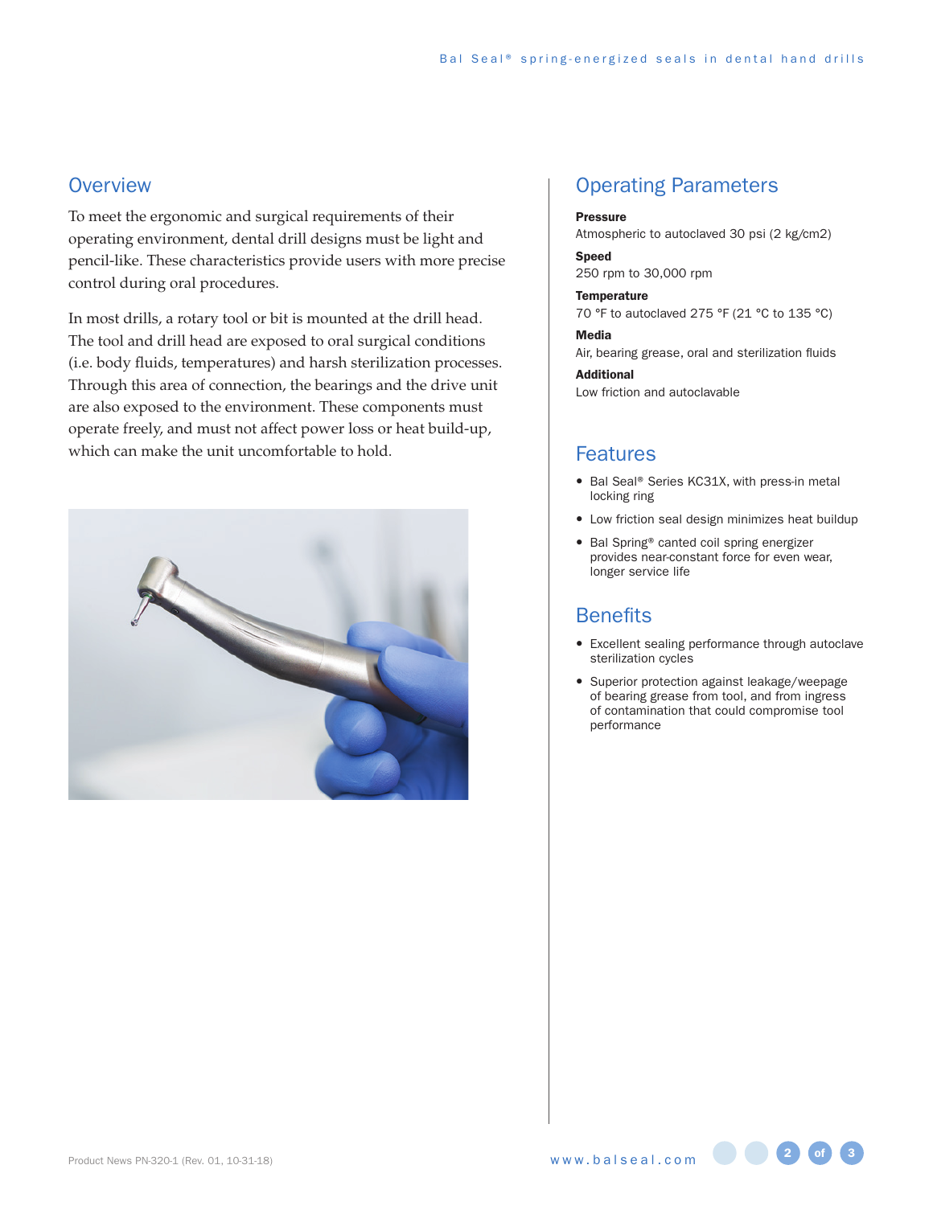## Overview

To meet the ergonomic and surgical requirements of their operating environment, dental drill designs must be light and pencil-like. These characteristics provide users with more precise control during oral procedures.

In most drills, a rotary tool or bit is mounted at the drill head. The tool and drill head are exposed to oral surgical conditions (i.e. body fluids, temperatures) and harsh sterilization processes. Through this area of connection, the bearings and the drive unit are also exposed to the environment. These components must operate freely, and must not affect power loss or heat build-up, which can make the unit uncomfortable to hold.

## Operating Parameters

**Pressure**
Atmospheric to autoclaved 30 psi (2 kg/cm2)

**Speed**
250 rpm to 30,000 rpm

**Temperature**
70 °F to autoclaved 275 °F (21 °C to 135 °C)

**Media**
Air, bearing grease, oral and sterilization fluids

**Additional**
Low friction and autoclavable

## Features

- Bal Seal® Series KC31X, with press-in metal locking ring
- Low friction seal design minimizes heat buildup
- Bal Spring® canted coil spring energizer provides near-constant force for even wear, longer service life

## Benefits

- Excellent sealing performance through autoclave sterilization cycles
- Superior protection against leakage/weepage of bearing grease from tool, and from ingress of contamination that could compromise tool performance

Product News PN-320-1 (Rev. 01, 10-31-18)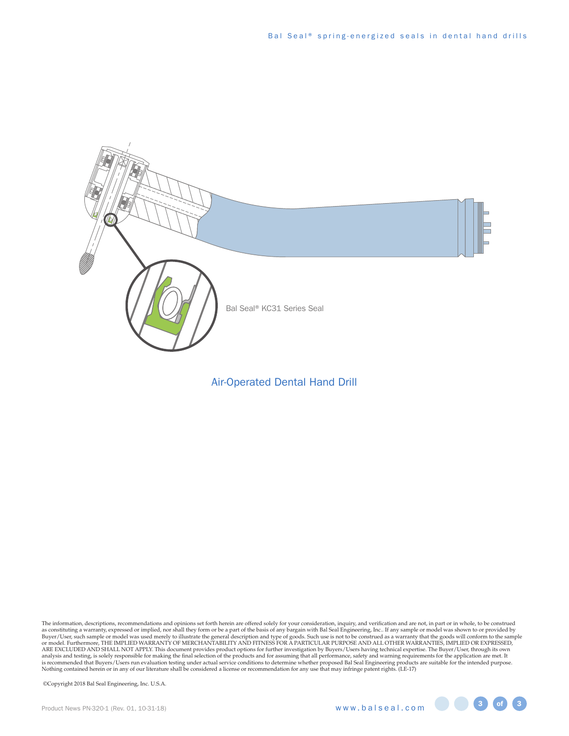Bal Seal® KC31 Series Seal

Air-Operated Dental Hand Drill

The information, descriptions, recommendations and opinions set forth herein are offered solely for your consideration, inquiry, and verification and are not, in part or in whole, to be construed as constituting a warranty, expressed or implied, nor shall they form or be a part of the basis of any bargain with Bal Seal Engineering, Inc.. If any sample or model was shown to or provided by Buyer/User, such sample or model was used merely to illustrate the general description and type of goods. Such use is not to be construed as a warranty that the goods will conform to the sample or model. Furthermore, THE IMPLIED WARRANTY OF MERCHANTABILITY AND FITNESS FOR A PARTICULAR PURPOSE AND ALL OTHER WARRANTIES, IMPLIED OR EXPRESSED, ARE EXCLUDED AND SHALL NOT APPLY. This document provides product options for further investigation by Buyers/Users having technical expertise. The Buyer/User, through its own analysis and testing, is solely responsible for making the final selection of the products and for assuming that all performance, safety and warning requirements for the application are met. It is recommended that Buyers/Users run evaluation testing under actual service conditions to determine whether proposed Bal Seal Engineering products are suitable for the intended purpose. Nothing contained herein or in any of our literature shall be considered a license or recommendation for any use that may infringe patent rights. (LE-17)

©Copyright 2018 Bal Seal Engineering, Inc. U.S.A.

Product News PN-320-1 (Rev. 01, 10-31-18)

www.balseal.com